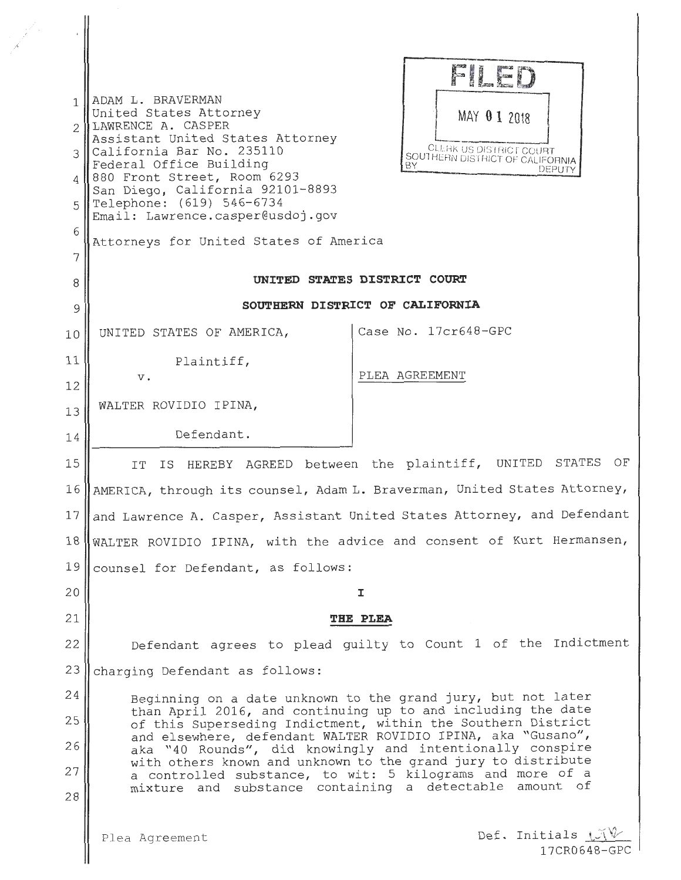ADAM L. BRAVERMAN
United States Attorney
LAWRENCE A. CASPER
Assistant United States Attorney
California Bar No. 235110
Federal Office Building
880 Front Street, Room 6293
San Diego, California 92101-8893
Telephone: (619) 546-6734
Email: Lawrence.casper@usdoj.gov

Attorneys for United States of America

FILED
MAY 01 2018
CLERK US DISTRICT COURT
SOUTHERN DISTRICT OF CALIFORNIA
BY DEPUTY

**UNITED STATES DISTRICT COURT**

**SOUTHERN DISTRICT OF CALIFORNIA**

| | |
|---|---|
| UNITED STATES OF AMERICA,<br><br>Plaintiff,<br><br>v.<br><br>WALTER ROVIDIO IPINA,<br><br>Defendant. | Case No. 17cr648-GPC<br><br>PLEA AGREEMENT |

IT IS HEREBY AGREED between the plaintiff, UNITED STATES OF AMERICA, through its counsel, Adam L. Braverman, United States Attorney, and Lawrence A. Casper, Assistant United States Attorney, and Defendant WALTER ROVIDIO IPINA, with the advice and consent of Kurt Hermansen, counsel for Defendant, as follows:

**I**

**THE PLEA**

Defendant agrees to plead guilty to Count 1 of the Indictment charging Defendant as follows:

> Beginning on a date unknown to the grand jury, but not later than April 2016, and continuing up to and including the date of this Superseding Indictment, within the Southern District and elsewhere, defendant WALTER ROVIDIO IPINA, aka "Gusano", aka "40 Rounds", did knowingly and intentionally conspire with others known and unknown to the grand jury to distribute a controlled substance, to wit: 5 kilograms and more of a mixture and substance containing a detectable amount of

Plea Agreement

Def. Initials WRI

17CR0648-GPC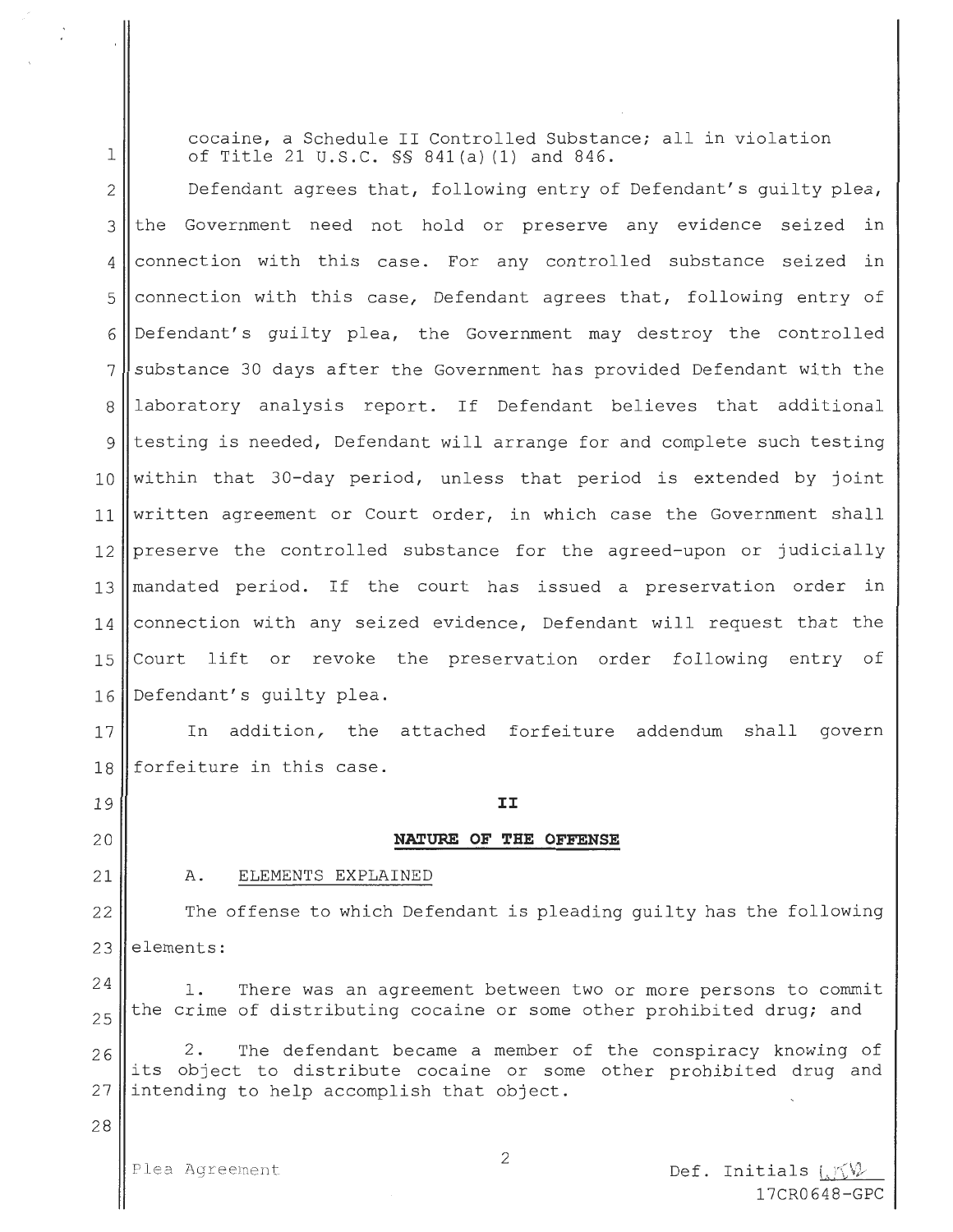cocaine, a Schedule II Controlled Substance; all in violation of Title 21 U.S.C. §§ 841(a)(1) and 846.

Defendant agrees that, following entry of Defendant's guilty plea, the Government need not hold or preserve any evidence seized in connection with this case. For any controlled substance seized in connection with this case, Defendant agrees that, following entry of Defendant's guilty plea, the Government may destroy the controlled substance 30 days after the Government has provided Defendant with the laboratory analysis report. If Defendant believes that additional testing is needed, Defendant will arrange for and complete such testing within that 30-day period, unless that period is extended by joint written agreement or Court order, in which case the Government shall preserve the controlled substance for the agreed-upon or judicially mandated period. If the court has issued a preservation order in connection with any seized evidence, Defendant will request that the Court lift or revoke the preservation order following entry of Defendant's guilty plea.

In addition, the attached forfeiture addendum shall govern forfeiture in this case.

## II

## NATURE OF THE OFFENSE

A. ELEMENTS EXPLAINED

The offense to which Defendant is pleading guilty has the following elements:

1. There was an agreement between two or more persons to commit the crime of distributing cocaine or some other prohibited drug; and

2. The defendant became a member of the conspiracy knowing of its object to distribute cocaine or some other prohibited drug and intending to help accomplish that object.

Plea Agreement

Def. Initials ______
17CR0648-GPC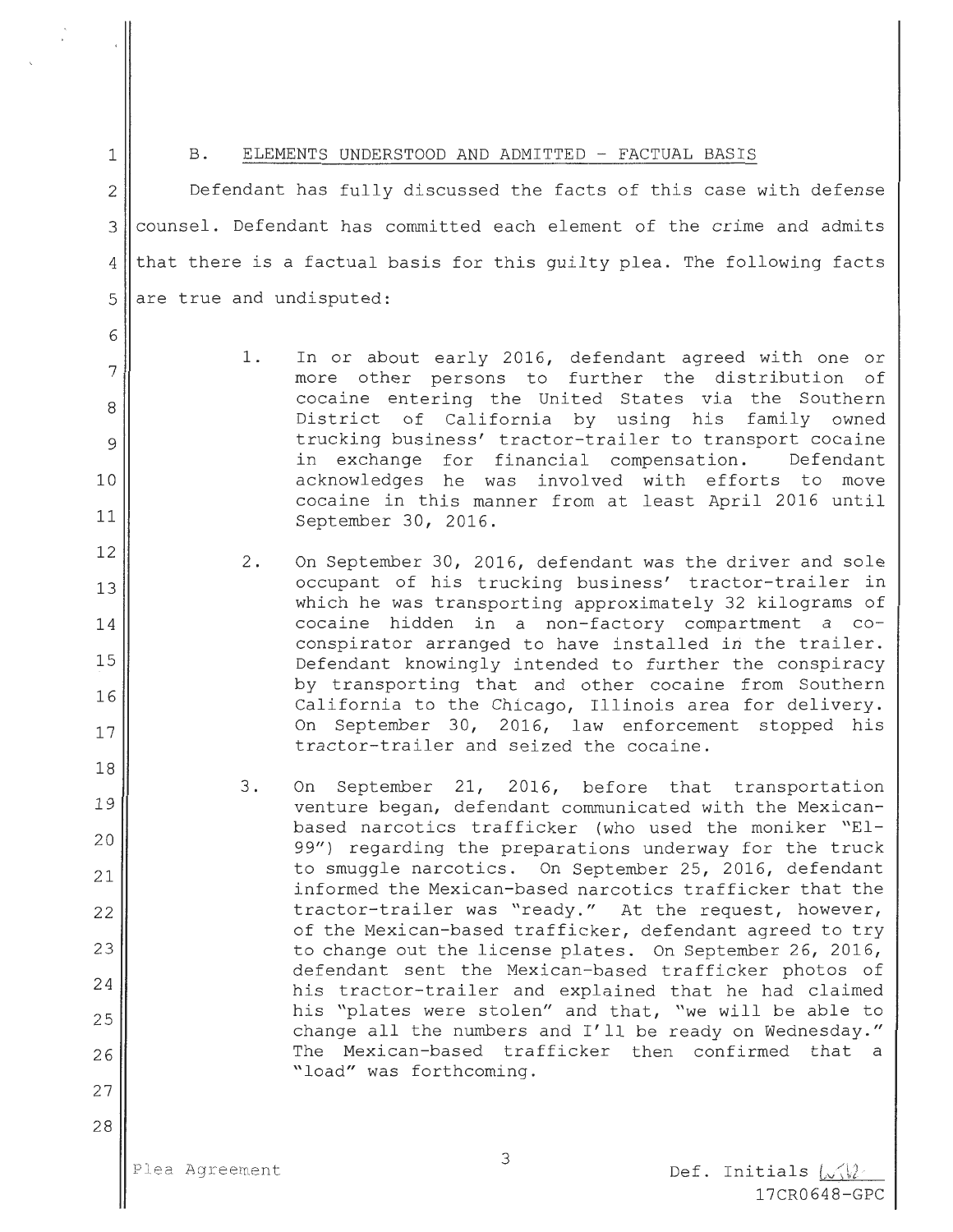## B. ELEMENTS UNDERSTOOD AND ADMITTED - FACTUAL BASIS

Defendant has fully discussed the facts of this case with defense counsel. Defendant has committed each element of the crime and admits that there is a factual basis for this guilty plea. The following facts are true and undisputed:

1. In or about early 2016, defendant agreed with one or more other persons to further the distribution of cocaine entering the United States via the Southern District of California by using his family owned trucking business' tractor-trailer to transport cocaine in exchange for financial compensation. Defendant acknowledges he was involved with efforts to move cocaine in this manner from at least April 2016 until September 30, 2016.

2. On September 30, 2016, defendant was the driver and sole occupant of his trucking business' tractor-trailer in which he was transporting approximately 32 kilograms of cocaine hidden in a non-factory compartment a co-conspirator arranged to have installed in the trailer. Defendant knowingly intended to further the conspiracy by transporting that and other cocaine from Southern California to the Chicago, Illinois area for delivery. On September 30, 2016, law enforcement stopped his tractor-trailer and seized the cocaine.

3. On September 21, 2016, before that transportation venture began, defendant communicated with the Mexican-based narcotics trafficker (who used the moniker "El-99") regarding the preparations underway for the truck to smuggle narcotics. On September 25, 2016, defendant informed the Mexican-based narcotics trafficker that the tractor-trailer was "ready." At the request, however, of the Mexican-based trafficker, defendant agreed to try to change out the license plates. On September 26, 2016, defendant sent the Mexican-based trafficker photos of his tractor-trailer and explained that he had claimed his "plates were stolen" and that, "we will be able to change all the numbers and I'll be ready on Wednesday." The Mexican-based trafficker then confirmed that a "load" was forthcoming.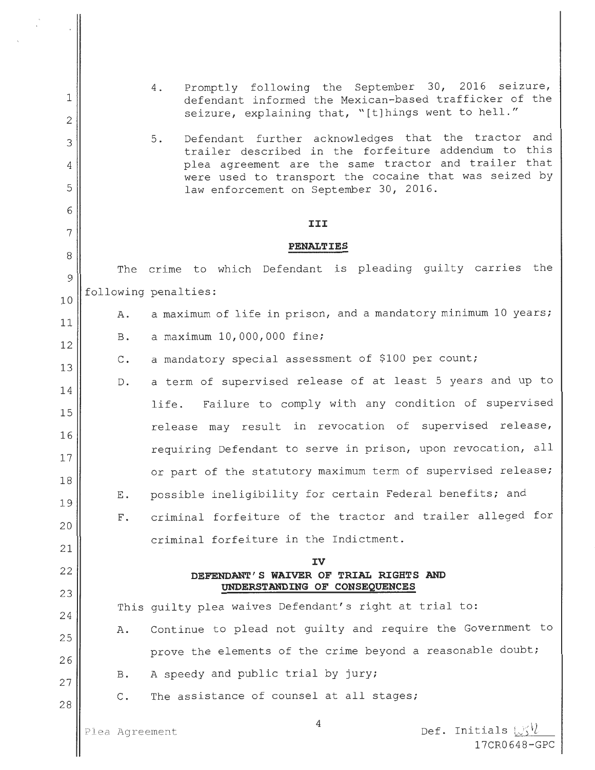4. Promptly following the September 30, 2016 seizure, defendant informed the Mexican-based trafficker of the seizure, explaining that, "[t]hings went to hell."

5. Defendant further acknowledges that the tractor and trailer described in the forfeiture addendum to this plea agreement are the same tractor and trailer that were used to transport the cocaine that was seized by law enforcement on September 30, 2016.

## III

## PENALTIES

The crime to which Defendant is pleading guilty carries the following penalties:

A. a maximum of life in prison, and a mandatory minimum 10 years;

B. a maximum 10,000,000 fine;

C. a mandatory special assessment of $100 per count;

D. a term of supervised release of at least 5 years and up to life. Failure to comply with any condition of supervised release may result in revocation of supervised release, requiring Defendant to serve in prison, upon revocation, all or part of the statutory maximum term of supervised release;

E. possible ineligibility for certain Federal benefits; and

F. criminal forfeiture of the tractor and trailer alleged for criminal forfeiture in the Indictment.

## IV

## DEFENDANT'S WAIVER OF TRIAL RIGHTS AND UNDERSTANDING OF CONSEQUENCES

This guilty plea waives Defendant's right at trial to:

A. Continue to plead not guilty and require the Government to prove the elements of the crime beyond a reasonable doubt;

B. A speedy and public trial by jury;

C. The assistance of counsel at all stages;

Plea Agreement

Def. Initials

17CR0648-GPC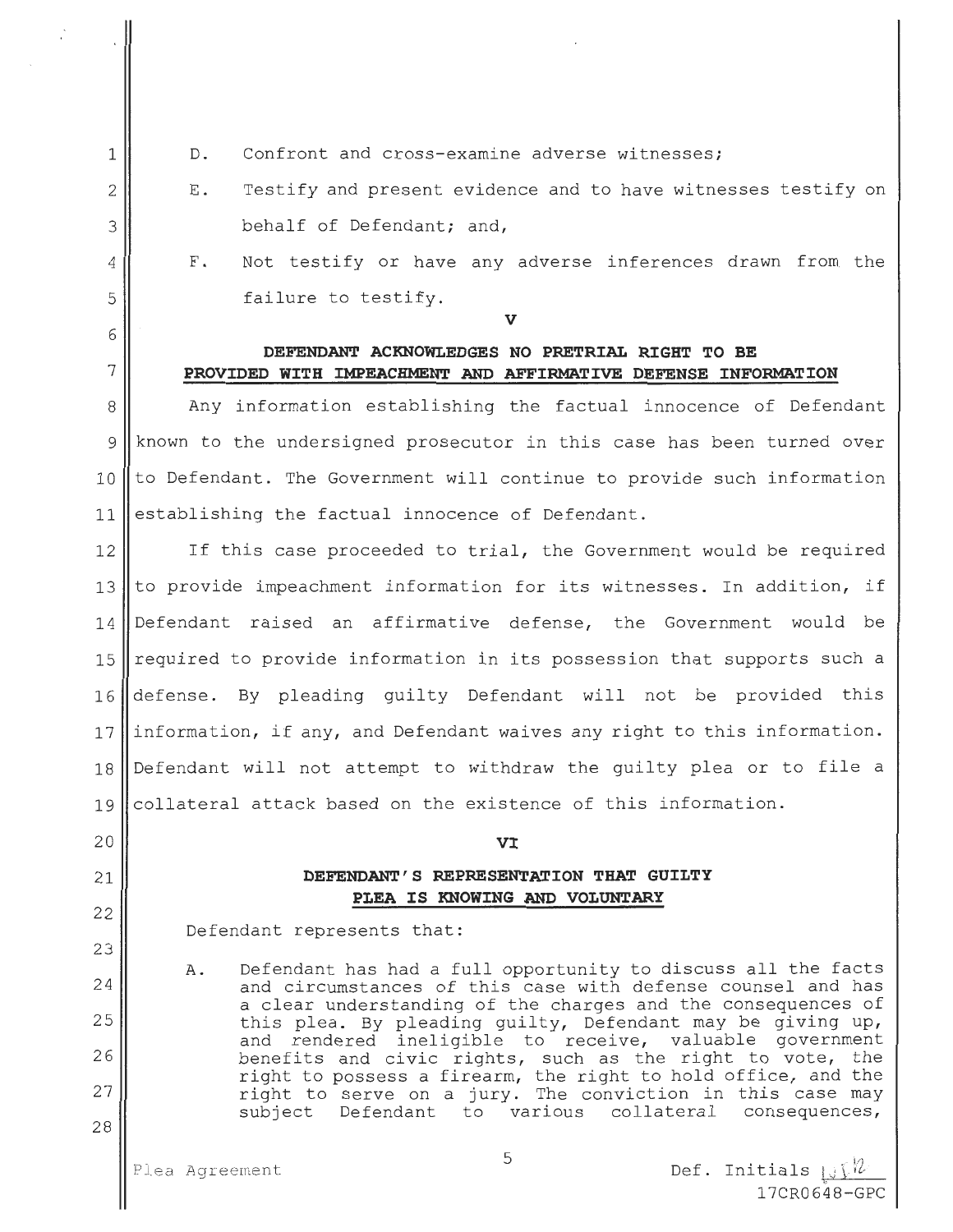D. Confront and cross-examine adverse witnesses;

E. Testify and present evidence and to have witnesses testify on behalf of Defendant; and,

F. Not testify or have any adverse inferences drawn from the failure to testify.

## V

## DEFENDANT ACKNOWLEDGES NO PRETRIAL RIGHT TO BE PROVIDED WITH IMPEACHMENT AND AFFIRMATIVE DEFENSE INFORMATION

Any information establishing the factual innocence of Defendant known to the undersigned prosecutor in this case has been turned over to Defendant. The Government will continue to provide such information establishing the factual innocence of Defendant.

If this case proceeded to trial, the Government would be required to provide impeachment information for its witnesses. In addition, if Defendant raised an affirmative defense, the Government would be required to provide information in its possession that supports such a defense. By pleading guilty Defendant will not be provided this information, if any, and Defendant waives any right to this information. Defendant will not attempt to withdraw the guilty plea or to file a collateral attack based on the existence of this information.

## VI

## DEFENDANT'S REPRESENTATION THAT GUILTY PLEA IS KNOWING AND VOLUNTARY

Defendant represents that:

A. Defendant has had a full opportunity to discuss all the facts and circumstances of this case with defense counsel and has a clear understanding of the charges and the consequences of this plea. By pleading guilty, Defendant may be giving up, and rendered ineligible to receive, valuable government benefits and civic rights, such as the right to vote, the right to possess a firearm, the right to hold office, and the right to serve on a jury. The conviction in this case may subject Defendant to various collateral consequences,

Plea Agreement

Def. Initials ____
17CR0648-GPC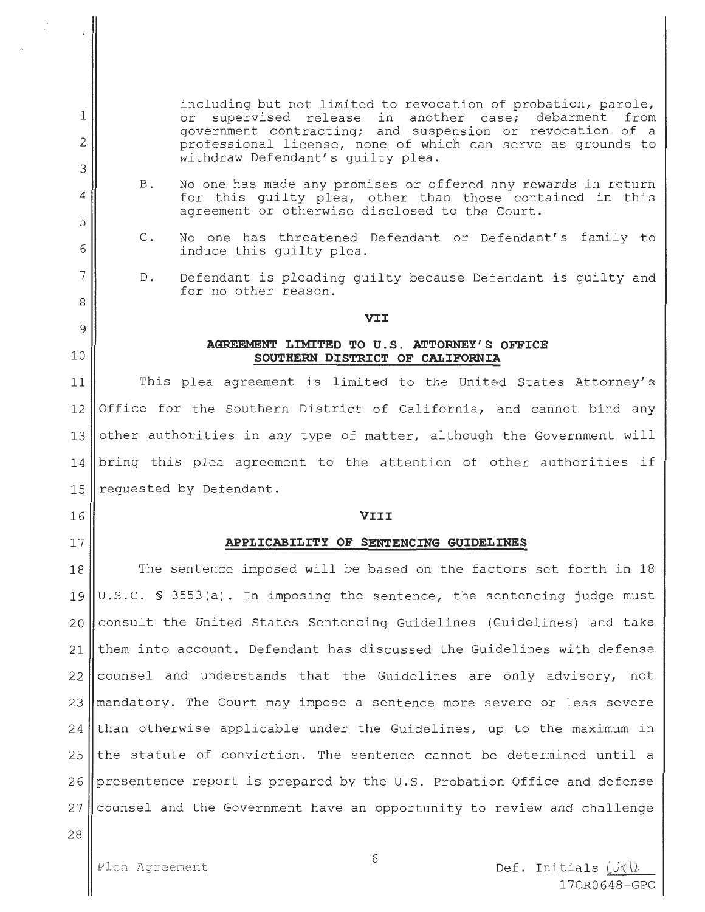including but not limited to revocation of probation, parole, or supervised release in another case; debarment from government contracting; and suspension or revocation of a professional license, none of which can serve as grounds to withdraw Defendant's guilty plea.

B. No one has made any promises or offered any rewards in return for this guilty plea, other than those contained in this agreement or otherwise disclosed to the Court.

C. No one has threatened Defendant or Defendant's family to induce this guilty plea.

D. Defendant is pleading guilty because Defendant is guilty and for no other reason.

## VII

## AGREEMENT LIMITED TO U.S. ATTORNEY'S OFFICE SOUTHERN DISTRICT OF CALIFORNIA

This plea agreement is limited to the United States Attorney's Office for the Southern District of California, and cannot bind any other authorities in any type of matter, although the Government will bring this plea agreement to the attention of other authorities if requested by Defendant.

## VIII

## APPLICABILITY OF SENTENCING GUIDELINES

The sentence imposed will be based on the factors set forth in 18 U.S.C. § 3553(a). In imposing the sentence, the sentencing judge must consult the United States Sentencing Guidelines (Guidelines) and take them into account. Defendant has discussed the Guidelines with defense counsel and understands that the Guidelines are only advisory, not mandatory. The Court may impose a sentence more severe or less severe than otherwise applicable under the Guidelines, up to the maximum in the statute of conviction. The sentence cannot be determined until a presentence report is prepared by the U.S. Probation Office and defense counsel and the Government have an opportunity to review and challenge

Plea Agreement

Def. Initials JKD

17CR0648-GPC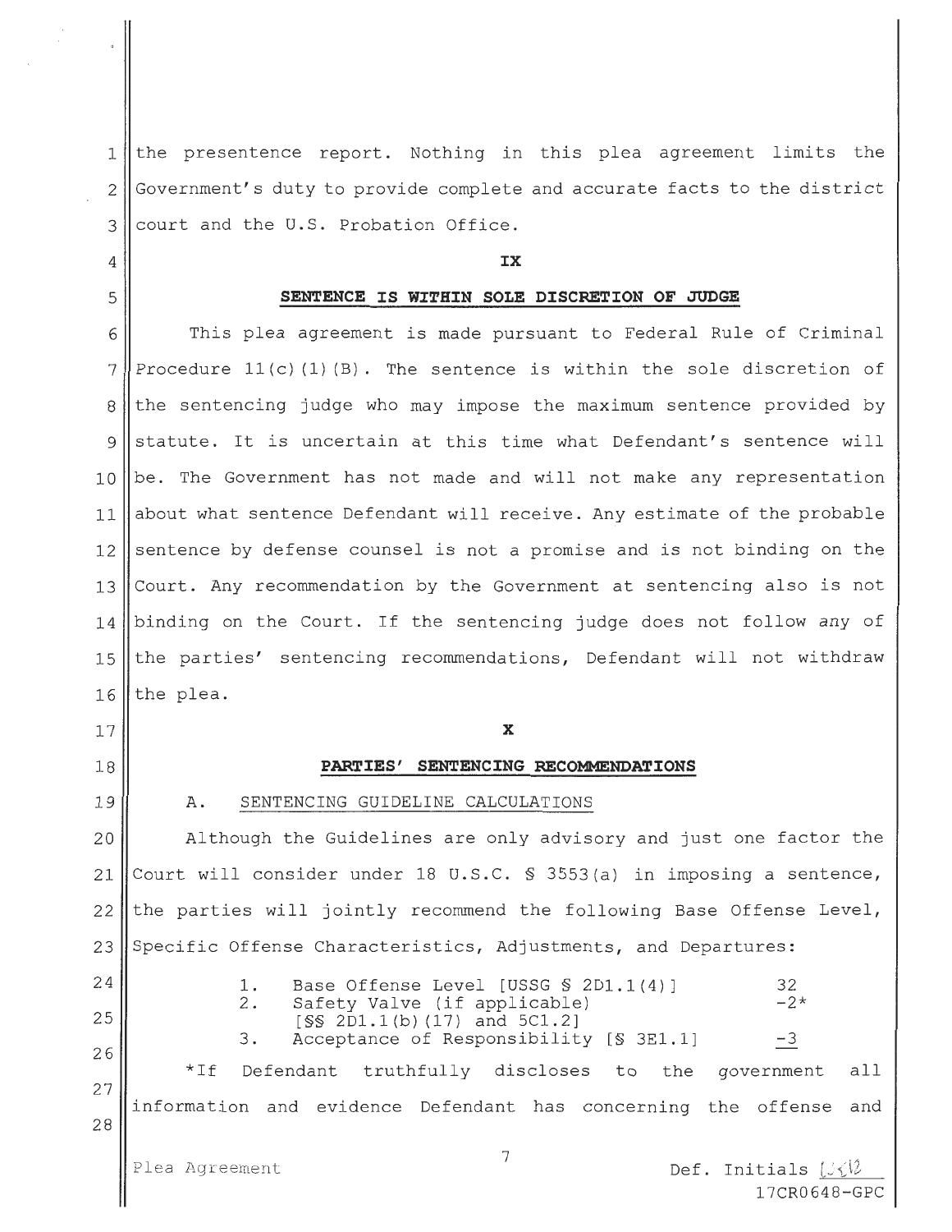the presentence report. Nothing in this plea agreement limits the Government's duty to provide complete and accurate facts to the district court and the U.S. Probation Office.

## IX

## SENTENCE IS WITHIN SOLE DISCRETION OF JUDGE

This plea agreement is made pursuant to Federal Rule of Criminal Procedure 11(c)(1)(B). The sentence is within the sole discretion of the sentencing judge who may impose the maximum sentence provided by statute. It is uncertain at this time what Defendant's sentence will be. The Government has not made and will not make any representation about what sentence Defendant will receive. Any estimate of the probable sentence by defense counsel is not a promise and is not binding on the Court. Any recommendation by the Government at sentencing also is not binding on the Court. If the sentencing judge does not follow *any* of the parties' sentencing recommendations, Defendant will not withdraw the plea.

## X

## PARTIES' SENTENCING RECOMMENDATIONS

A. SENTENCING GUIDELINE CALCULATIONS

Although the Guidelines are only advisory and just one factor the Court will consider under 18 U.S.C. § 3553(a) in imposing a sentence, the parties will jointly recommend the following Base Offense Level, Specific Offense Characteristics, Adjustments, and Departures:

| | | |
|---|---|---|
| 1. | Base Offense Level [USSG § 2D1.1(4)] | 32 |
| 2. | Safety Valve (if applicable) [§§ 2D1.1(b)(17) and 5C1.2] | -2* |
| 3. | Acceptance of Responsibility [§ 3E1.1] | -3 |

*If Defendant truthfully discloses to the government all information and evidence Defendant has concerning the offense and

Plea Agreement

Def. Initials [initials]

17CR0648-GPC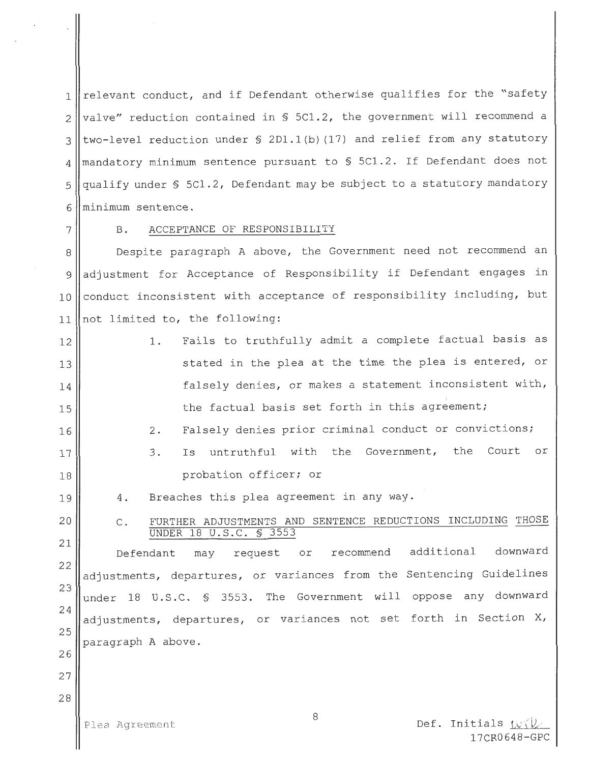relevant conduct, and if Defendant otherwise qualifies for the "safety valve" reduction contained in § 5C1.2, the government will recommend a two-level reduction under § 2D1.1(b)(17) and relief from any statutory mandatory minimum sentence pursuant to § 5C1.2. If Defendant does not qualify under § 5C1.2, Defendant may be subject to a statutory mandatory minimum sentence.

B. ACCEPTANCE OF RESPONSIBILITY

Despite paragraph A above, the Government need not recommend an adjustment for Acceptance of Responsibility if Defendant engages in conduct inconsistent with acceptance of responsibility including, but not limited to, the following:

1. Fails to truthfully admit a complete factual basis as stated in the plea at the time the plea is entered, or falsely denies, or makes a statement inconsistent with, the factual basis set forth in this agreement;
2. Falsely denies prior criminal conduct or convictions;
3. Is untruthful with the Government, the Court or probation officer; or
4. Breaches this plea agreement in any way.

C. FURTHER ADJUSTMENTS AND SENTENCE REDUCTIONS INCLUDING THOSE UNDER 18 U.S.C. § 3553

Defendant may request or recommend additional downward adjustments, departures, or variances from the Sentencing Guidelines under 18 U.S.C. § 3553. The Government will oppose any downward adjustments, departures, or variances not set forth in Section X, paragraph A above.

Plea Agreement

Def. Initials ______
17CR0648-GPC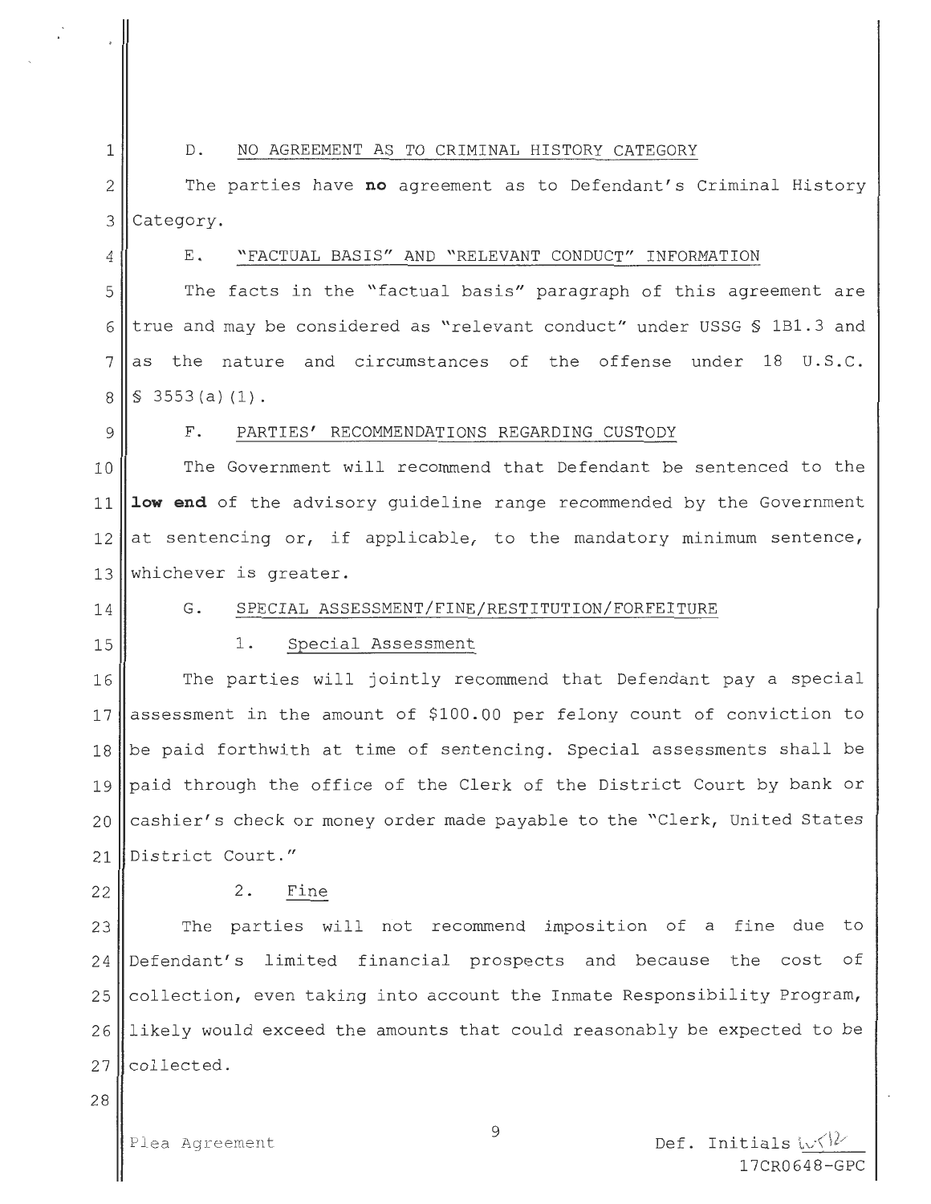### D. NO AGREEMENT AS TO CRIMINAL HISTORY CATEGORY

The parties have **no** agreement as to Defendant's Criminal History Category.

### E. "FACTUAL BASIS" AND "RELEVANT CONDUCT" INFORMATION

The facts in the "factual basis" paragraph of this agreement are true and may be considered as "relevant conduct" under USSG § 1B1.3 and as the nature and circumstances of the offense under 18 U.S.C. § 3553(a)(1).

### F. PARTIES' RECOMMENDATIONS REGARDING CUSTODY

The Government will recommend that Defendant be sentenced to the **low end** of the advisory guideline range recommended by the Government at sentencing or, if applicable, to the mandatory minimum sentence, whichever is greater.

### G. SPECIAL ASSESSMENT/FINE/RESTITUTION/FORFEITURE

#### 1. Special Assessment

The parties will jointly recommend that Defendant pay a special assessment in the amount of $100.00 per felony count of conviction to be paid forthwith at time of sentencing. Special assessments shall be paid through the office of the Clerk of the District Court by bank or cashier's check or money order made payable to the "Clerk, United States District Court."

#### 2. Fine

The parties will not recommend imposition of a fine due to Defendant's limited financial prospects and because the cost of collection, even taking into account the Inmate Responsibility Program, likely would exceed the amounts that could reasonably be expected to be collected.

Plea Agreement

Def. Initials [initials]

17CR0648-GPC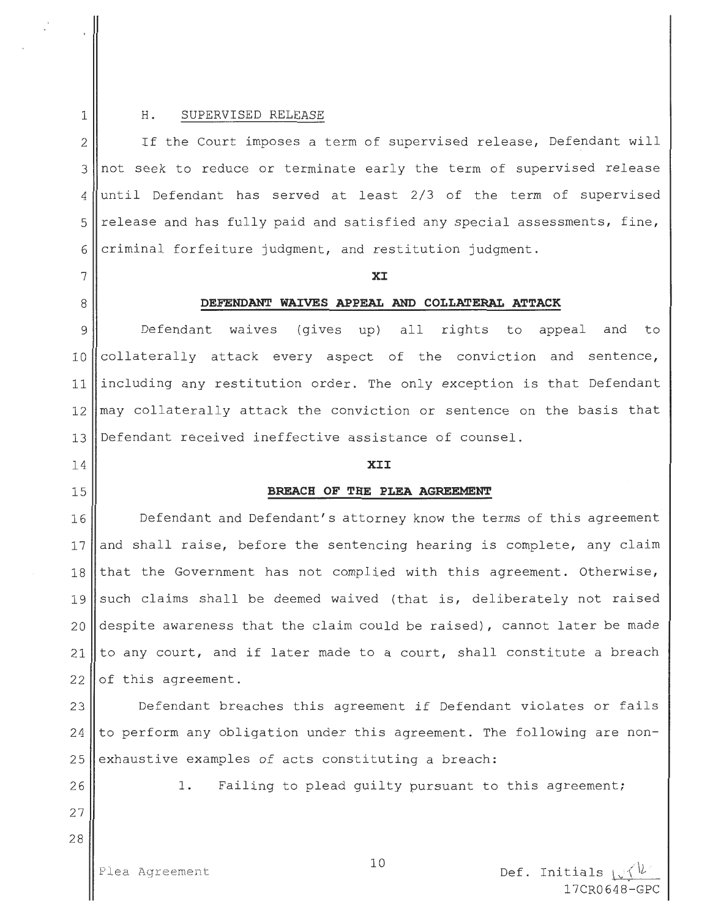H. SUPERVISED RELEASE

If the Court imposes a term of supervised release, Defendant will not seek to reduce or terminate early the term of supervised release until Defendant has served at least 2/3 of the term of supervised release and has fully paid and satisfied any special assessments, fine, criminal forfeiture judgment, and restitution judgment.

## XI

## DEFENDANT WAIVES APPEAL AND COLLATERAL ATTACK

Defendant waives (gives up) all rights to appeal and to collaterally attack every aspect of the conviction and sentence, including any restitution order. The only exception is that Defendant may collaterally attack the conviction or sentence on the basis that Defendant received ineffective assistance of counsel.

## XII

## BREACH OF THE PLEA AGREEMENT

Defendant and Defendant's attorney know the terms of this agreement and shall raise, before the sentencing hearing is complete, any claim that the Government has not complied with this agreement. Otherwise, such claims shall be deemed waived (that is, deliberately not raised despite awareness that the claim could be raised), cannot later be made to any court, and if later made to a court, shall constitute a breach of this agreement.

Defendant breaches this agreement if Defendant violates or fails to perform any obligation under this agreement. The following are non-exhaustive examples of acts constituting a breach:

1. Failing to plead guilty pursuant to this agreement;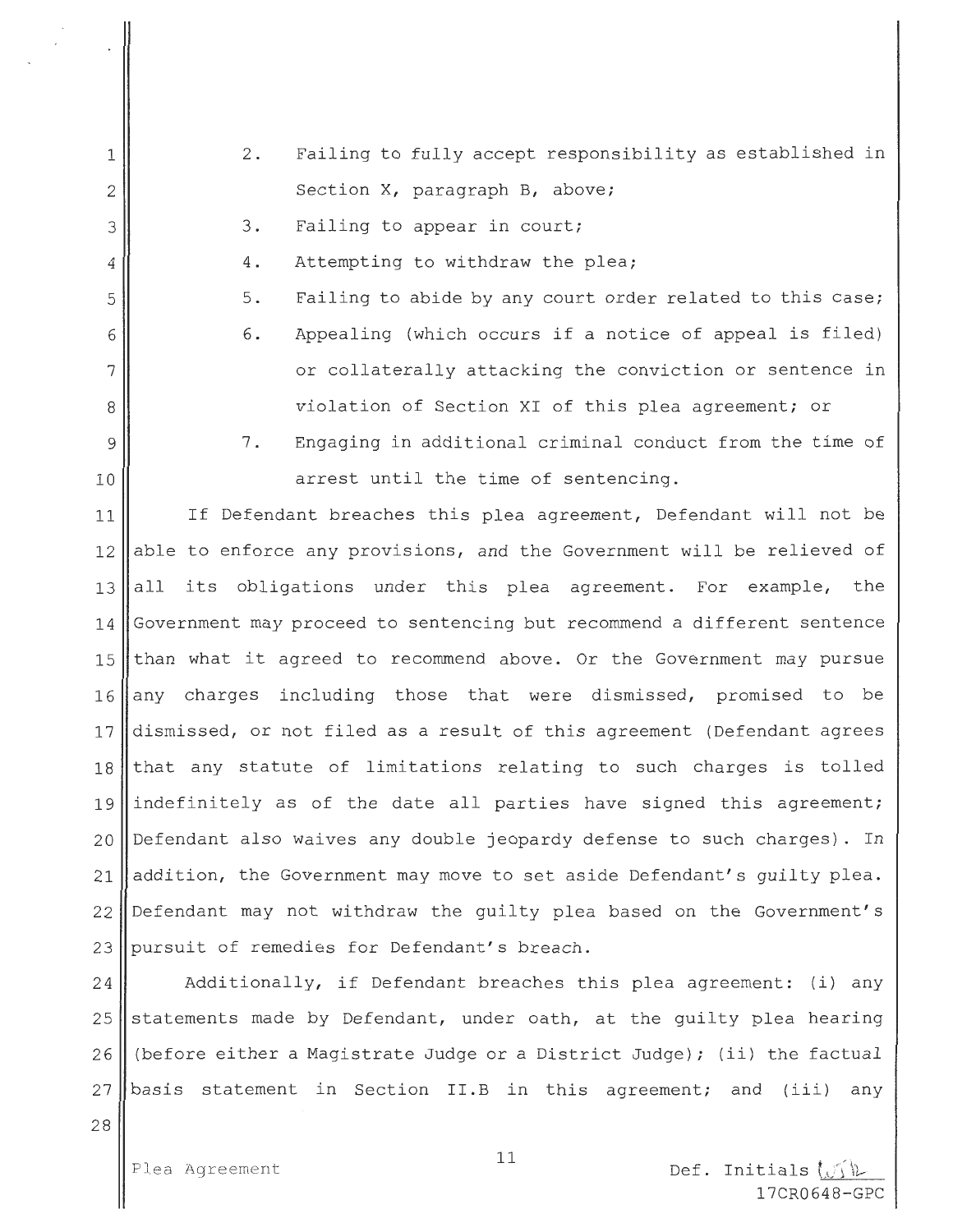2. Failing to fully accept responsibility as established in Section X, paragraph B, above;
3. Failing to appear in court;
4. Attempting to withdraw the plea;
5. Failing to abide by any court order related to this case;
6. Appealing (which occurs if a notice of appeal is filed) or collaterally attacking the conviction or sentence in violation of Section XI of this plea agreement; or
7. Engaging in additional criminal conduct from the time of arrest until the time of sentencing.

If Defendant breaches this plea agreement, Defendant will not be able to enforce any provisions, and the Government will be relieved of all its obligations under this plea agreement. For example, the Government may proceed to sentencing but recommend a different sentence than what it agreed to recommend above. Or the Government may pursue any charges including those that were dismissed, promised to be dismissed, or not filed as a result of this agreement (Defendant agrees that any statute of limitations relating to such charges is tolled indefinitely as of the date all parties have signed this agreement; Defendant also waives any double jeopardy defense to such charges). In addition, the Government may move to set aside Defendant's guilty plea. Defendant may not withdraw the guilty plea based on the Government's pursuit of remedies for Defendant's breach.

Additionally, if Defendant breaches this plea agreement: (i) any statements made by Defendant, under oath, at the guilty plea hearing (before either a Magistrate Judge or a District Judge); (ii) the factual basis statement in Section II.B in this agreement; and (iii) any

Plea Agreement

Def. Initials
17CR0648-GPC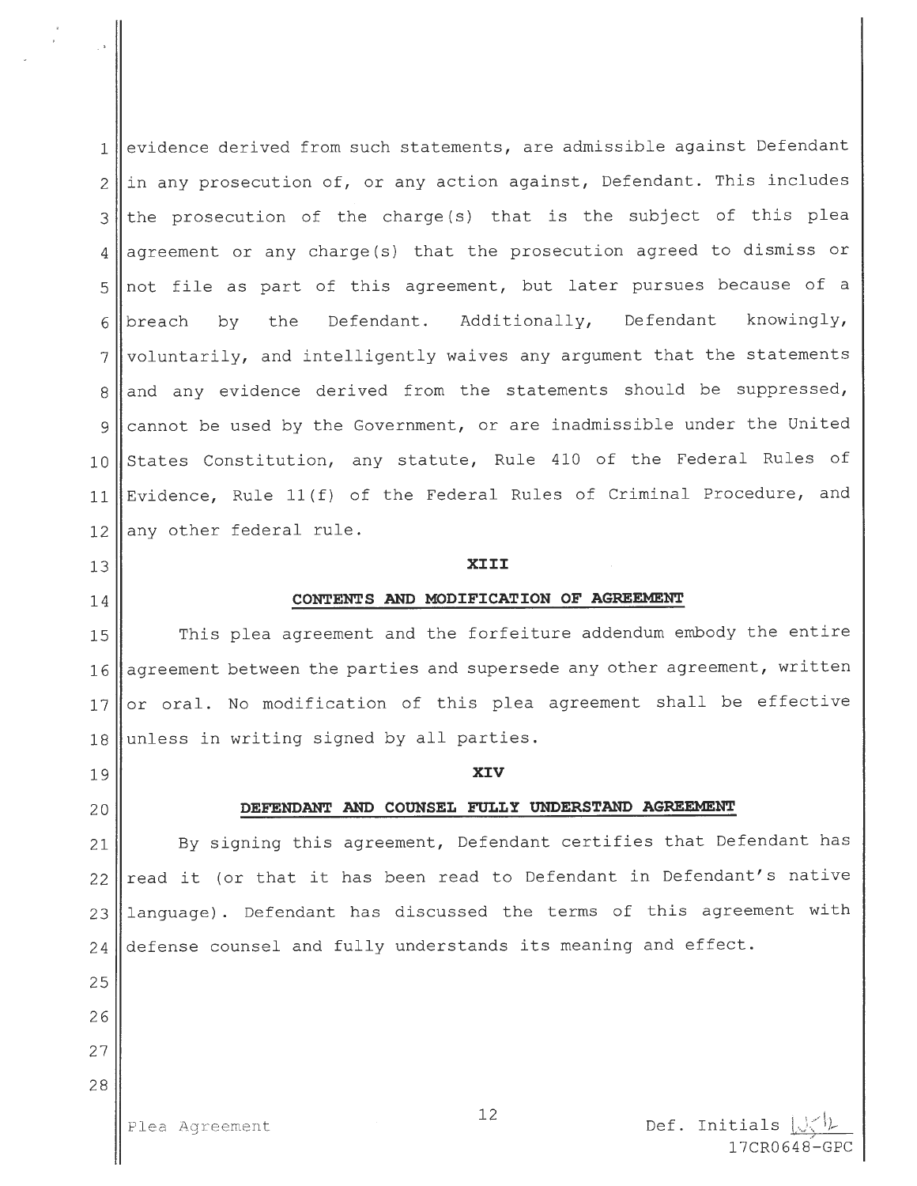evidence derived from such statements, are admissible against Defendant in any prosecution of, or any action against, Defendant. This includes the prosecution of the charge(s) that is the subject of this plea agreement or any charge(s) that the prosecution agreed to dismiss or not file as part of this agreement, but later pursues because of a breach by the Defendant. Additionally, Defendant knowingly, voluntarily, and intelligently waives any argument that the statements and any evidence derived from the statements should be suppressed, cannot be used by the Government, or are inadmissible under the United States Constitution, any statute, Rule 410 of the Federal Rules of Evidence, Rule 11(f) of the Federal Rules of Criminal Procedure, and any other federal rule.

## XIII

## CONTENTS AND MODIFICATION OF AGREEMENT

This plea agreement and the forfeiture addendum embody the entire agreement between the parties and supersede any other agreement, written or oral. No modification of this plea agreement shall be effective unless in writing signed by all parties.

## XIV

## DEFENDANT AND COUNSEL FULLY UNDERSTAND AGREEMENT

By signing this agreement, Defendant certifies that Defendant has read it (or that it has been read to Defendant in Defendant's native language). Defendant has discussed the terms of this agreement with defense counsel and fully understands its meaning and effect.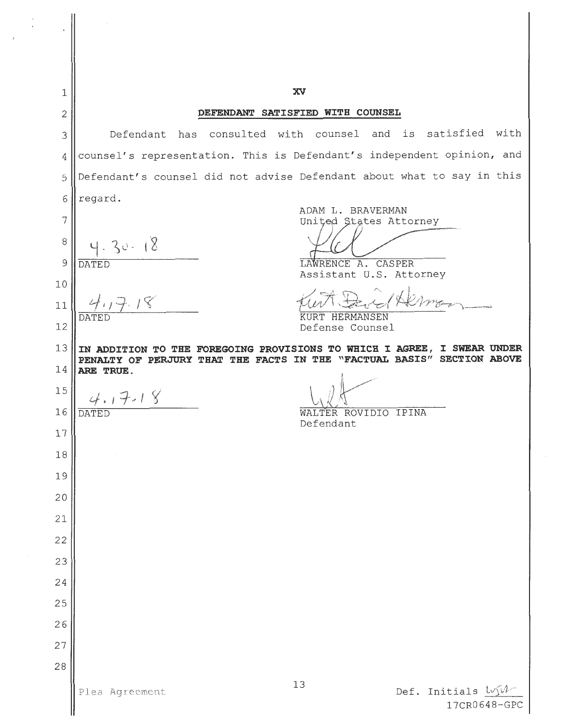## XV

## DEFENDANT SATISFIED WITH COUNSEL

Defendant has consulted with counsel and is satisfied with counsel's representation. This is Defendant's independent opinion, and Defendant's counsel did not advise Defendant about what to say in this regard.

ADAM L. BRAVERMAN
United States Attorney

4.30.18
DATED

LAWRENCE A. CASPER
Assistant U.S. Attorney

4.17.18
DATED

KURT HERMANSEN
Defense Counsel

**IN ADDITION TO THE FOREGOING PROVISIONS TO WHICH I AGREE, I SWEAR UNDER PENALTY OF PERJURY THAT THE FACTS IN THE "FACTUAL BASIS" SECTION ABOVE ARE TRUE.**

4.17.18
DATED

WALTER ROVIDIO IPINA
Defendant

Plea Agreement

Def. Initials WRI

17CR0648-GPC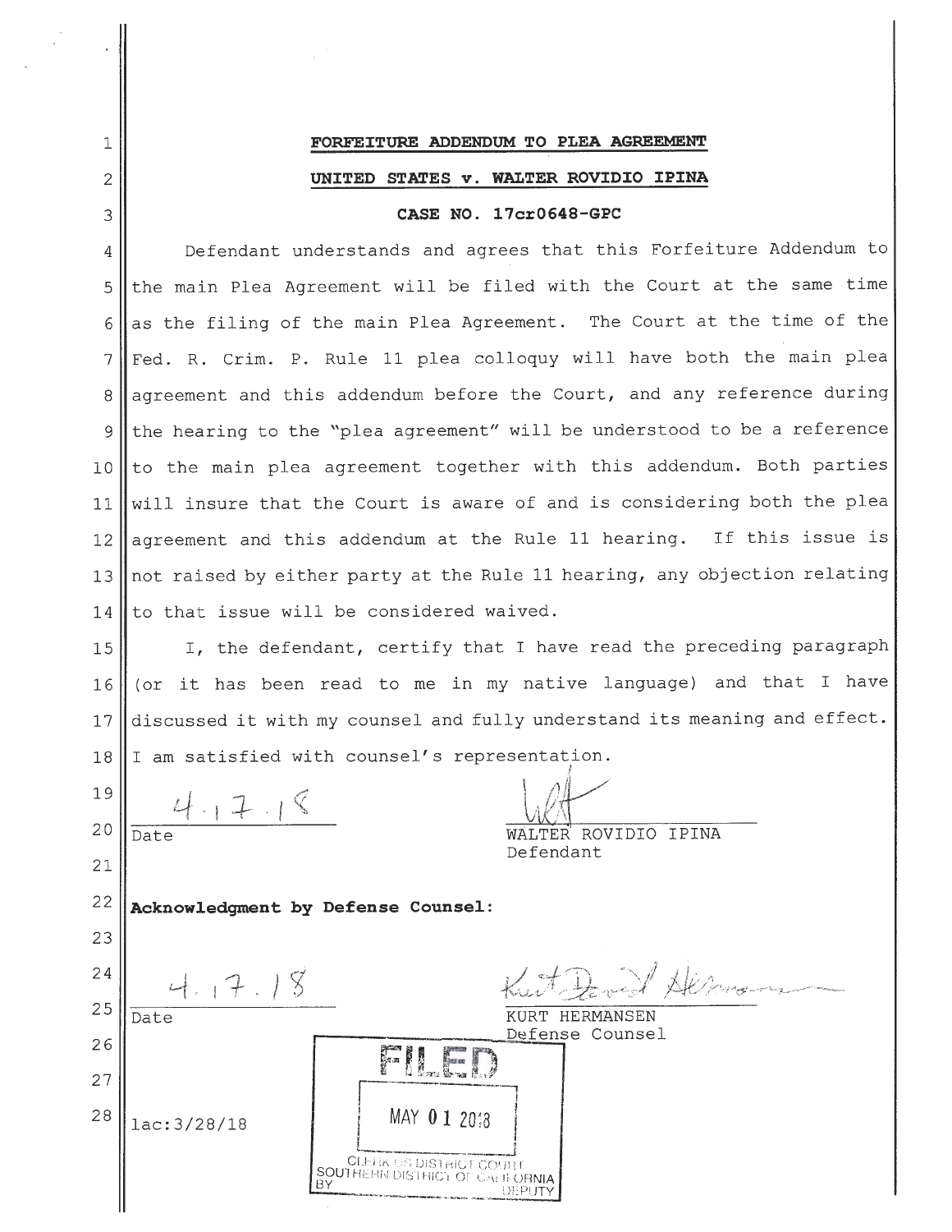**FORFEITURE ADDENDUM TO PLEA AGREEMENT**

**UNITED STATES v. WALTER ROVIDIO IPINA**

**CASE NO. 17cr0648-GPC**

Defendant understands and agrees that this Forfeiture Addendum to the main Plea Agreement will be filed with the Court at the same time as the filing of the main Plea Agreement. The Court at the time of the Fed. R. Crim. P. Rule 11 plea colloquy will have both the main plea agreement and this addendum before the Court, and any reference during the hearing to the "plea agreement" will be understood to be a reference to the main plea agreement together with this addendum. Both parties will insure that the Court is aware of and is considering both the plea agreement and this addendum at the Rule 11 hearing. If this issue is not raised by either party at the Rule 11 hearing, any objection relating to that issue will be considered waived.

I, the defendant, certify that I have read the preceding paragraph (or it has been read to me in my native language) and that I have discussed it with my counsel and fully understand its meaning and effect. I am satisfied with counsel's representation.

4.17.18
Date

WALTER ROVIDIO IPINA
Defendant

**Acknowledgment by Defense Counsel:**

4.17.18
Date

KURT HERMANSEN
Defense Counsel

lac:3/28/18

FILED
MAY 01 2018
CLERK US DISTRICT COURT
SOUTHERN DISTRICT OF CALIFORNIA
BY DEPUTY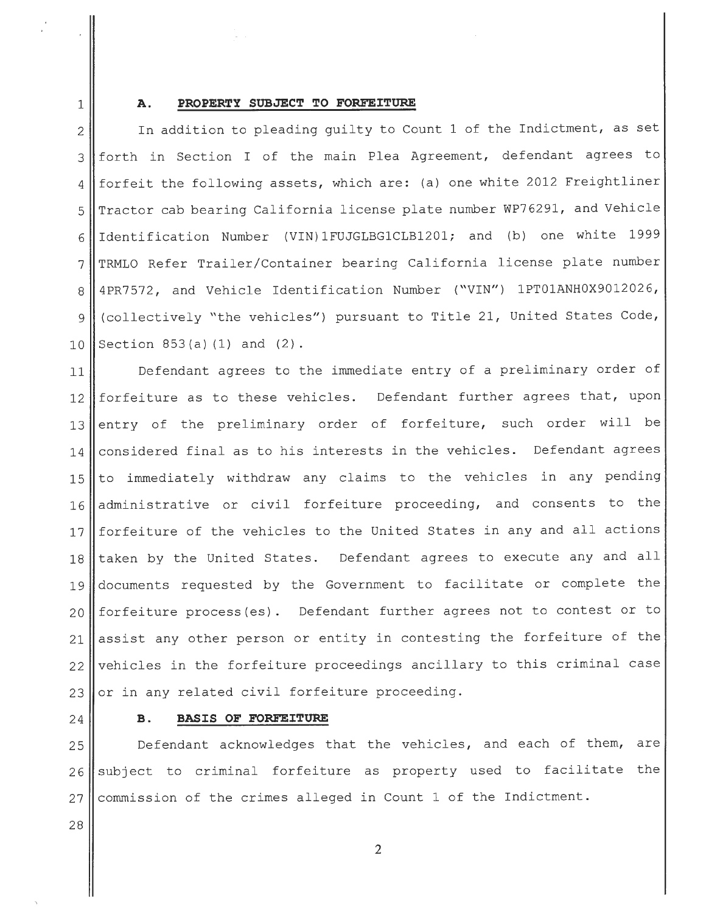### A. PROPERTY SUBJECT TO FORFEITURE

In addition to pleading guilty to Count 1 of the Indictment, as set forth in Section I of the main Plea Agreement, defendant agrees to forfeit the following assets, which are: (a) one white 2012 Freightliner Tractor cab bearing California license plate number WP76291, and Vehicle Identification Number (VIN)1FUJGLBG1CLB1201; and (b) one white 1999 TRMLO Refer Trailer/Container bearing California license plate number 4PR7572, and Vehicle Identification Number ("VIN") 1PT01ANH0X9012026, (collectively "the vehicles") pursuant to Title 21, United States Code, Section 853(a)(1) and (2).

Defendant agrees to the immediate entry of a preliminary order of forfeiture as to these vehicles. Defendant further agrees that, upon entry of the preliminary order of forfeiture, such order will be considered final as to his interests in the vehicles. Defendant agrees to immediately withdraw any claims to the vehicles in any pending administrative or civil forfeiture proceeding, and consents to the forfeiture of the vehicles to the United States in any and all actions taken by the United States. Defendant agrees to execute any and all documents requested by the Government to facilitate or complete the forfeiture process(es). Defendant further agrees not to contest or to assist any other person or entity in contesting the forfeiture of the vehicles in the forfeiture proceedings ancillary to this criminal case or in any related civil forfeiture proceeding.

### B. BASIS OF FORFEITURE

Defendant acknowledges that the vehicles, and each of them, are subject to criminal forfeiture as property used to facilitate the commission of the crimes alleged in Count 1 of the Indictment.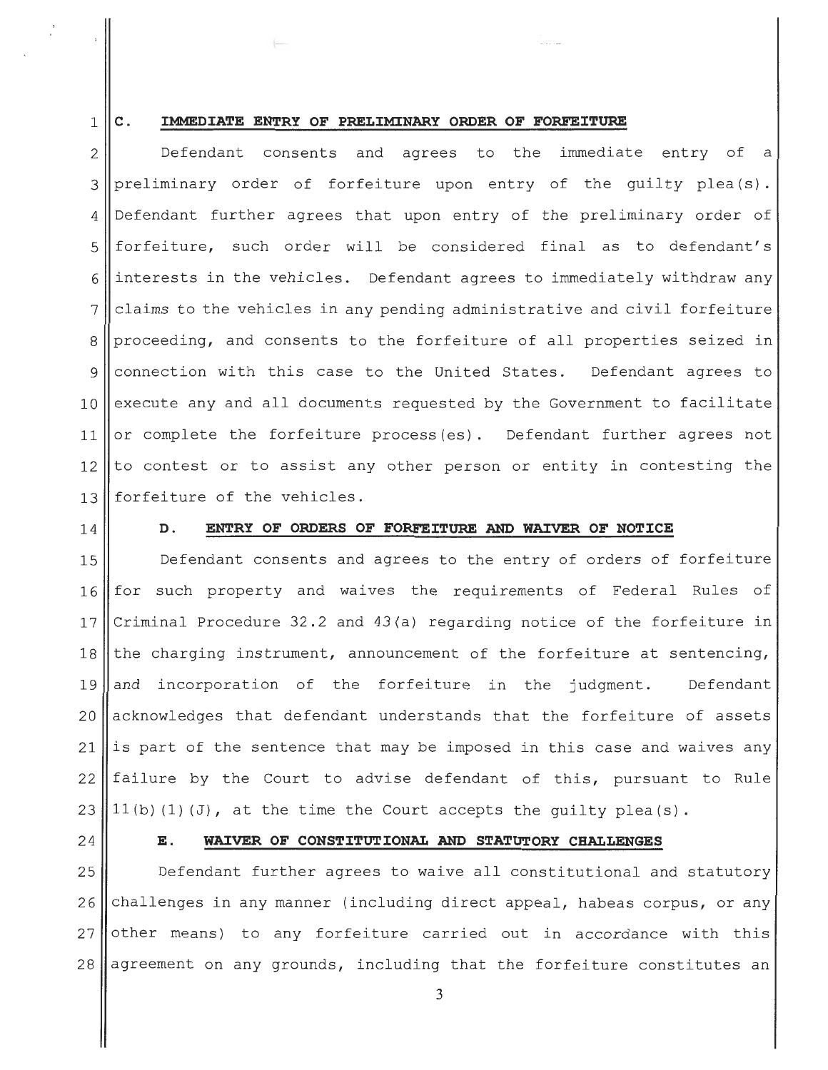### C. IMMEDIATE ENTRY OF PRELIMINARY ORDER OF FORFEITURE

Defendant consents and agrees to the immediate entry of a preliminary order of forfeiture upon entry of the guilty plea(s). Defendant further agrees that upon entry of the preliminary order of forfeiture, such order will be considered final as to defendant's interests in the vehicles. Defendant agrees to immediately withdraw any claims to the vehicles in any pending administrative and civil forfeiture proceeding, and consents to the forfeiture of all properties seized in connection with this case to the United States. Defendant agrees to execute any and all documents requested by the Government to facilitate or complete the forfeiture process(es). Defendant further agrees not to contest or to assist any other person or entity in contesting the forfeiture of the vehicles.

### D. ENTRY OF ORDERS OF FORFEITURE AND WAIVER OF NOTICE

Defendant consents and agrees to the entry of orders of forfeiture for such property and waives the requirements of Federal Rules of Criminal Procedure 32.2 and 43(a) regarding notice of the forfeiture in the charging instrument, announcement of the forfeiture at sentencing, and incorporation of the forfeiture in the judgment. Defendant acknowledges that defendant understands that the forfeiture of assets is part of the sentence that may be imposed in this case and waives any failure by the Court to advise defendant of this, pursuant to Rule 11(b)(1)(J), at the time the Court accepts the guilty plea(s).

### E. WAIVER OF CONSTITUTIONAL AND STATUTORY CHALLENGES

Defendant further agrees to waive all constitutional and statutory challenges in any manner (including direct appeal, habeas corpus, or any other means) to any forfeiture carried out in accordance with this agreement on any grounds, including that the forfeiture constitutes an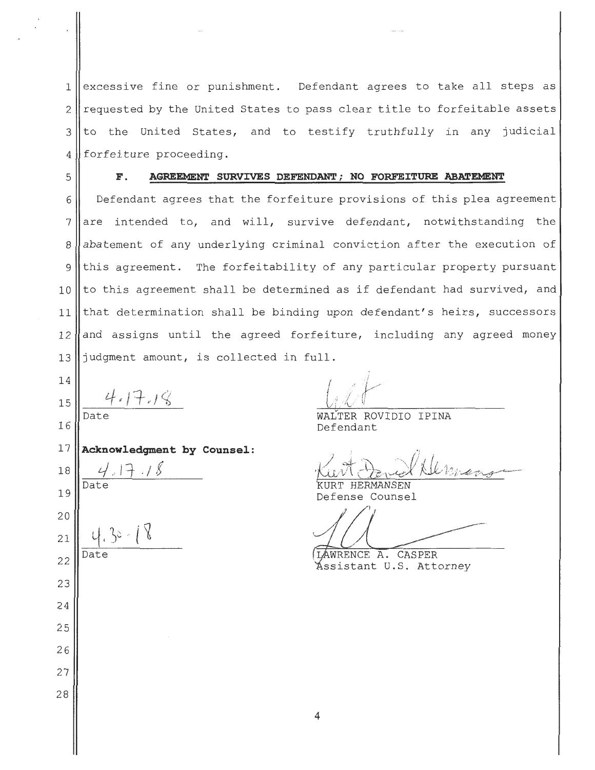excessive fine or punishment. Defendant agrees to take all steps as requested by the United States to pass clear title to forfeitable assets to the United States, and to testify truthfully in any judicial forfeiture proceeding.

**F. AGREEMENT SURVIVES DEFENDANT; NO FORFEITURE ABATEMENT**

Defendant agrees that the forfeiture provisions of this plea agreement are intended to, and will, survive defendant, notwithstanding the abatement of any underlying criminal conviction after the execution of this agreement. The forfeitability of any particular property pursuant to this agreement shall be determined as if defendant had survived, and that determination shall be binding upon defendant's heirs, successors and assigns until the agreed forfeiture, including any agreed money judgment amount, is collected in full.

4.17.18
Date

WALTER ROVIDIO IPINA
Defendant

**Acknowledgment by Counsel:**

4.17.18
Date

KURT HERMANSEN
Defense Counsel

4.30.18
Date

LAWRENCE A. CASPER
Assistant U.S. Attorney